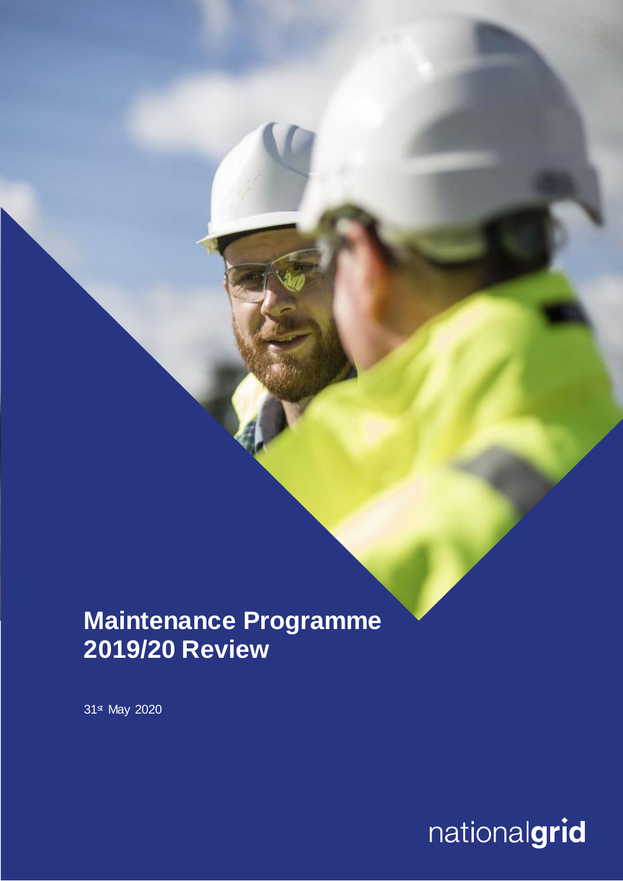# Maintenance Programme 2019/20 Review

31st May 2020

nationalgrid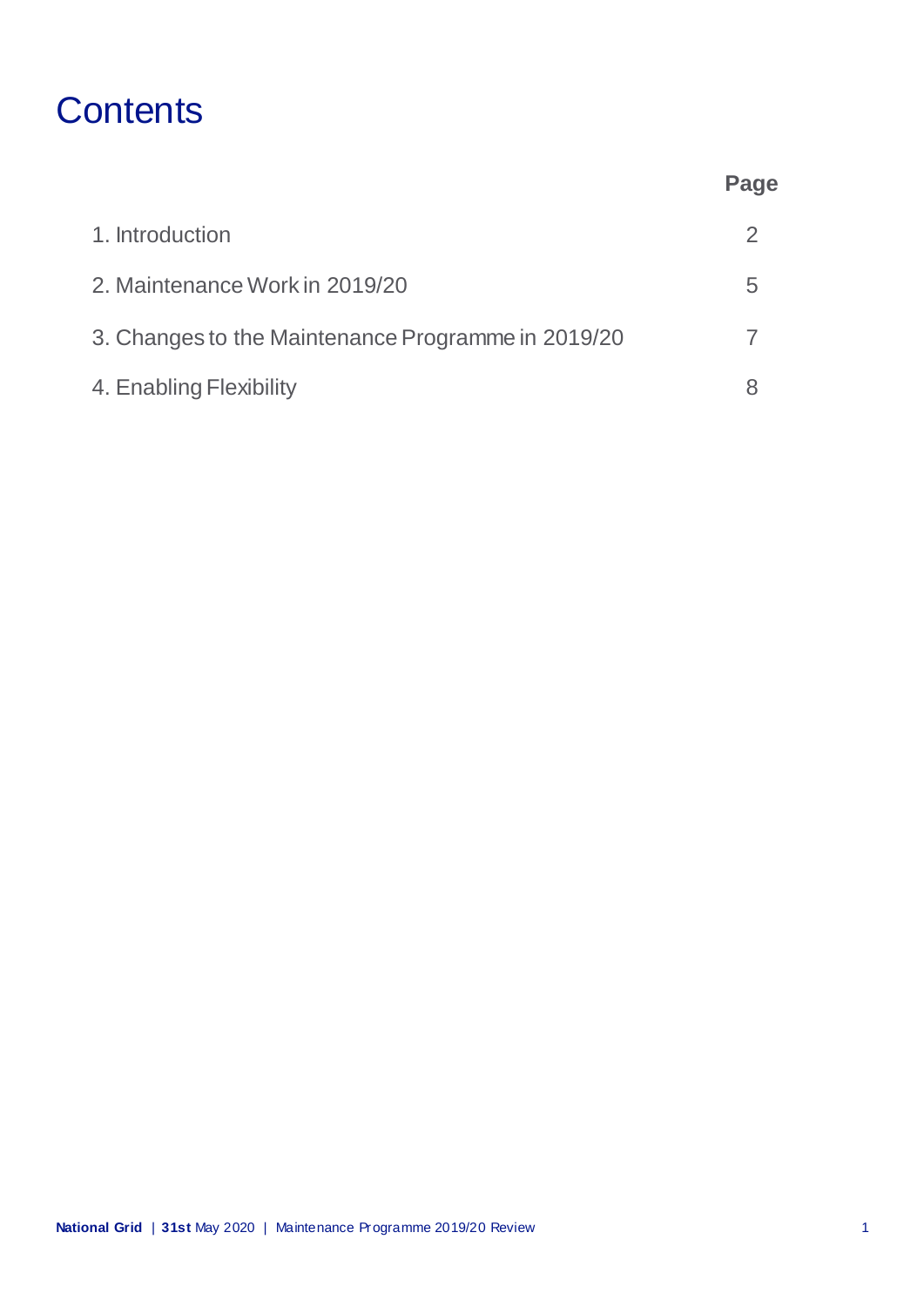# Contents

| | Page |
|---|---|
| 1. Introduction | 2 |
| 2. Maintenance Work in 2019/20 | 5 |
| 3. Changes to the Maintenance Programme in 2019/20 | 7 |
| 4. Enabling Flexibility | 8 |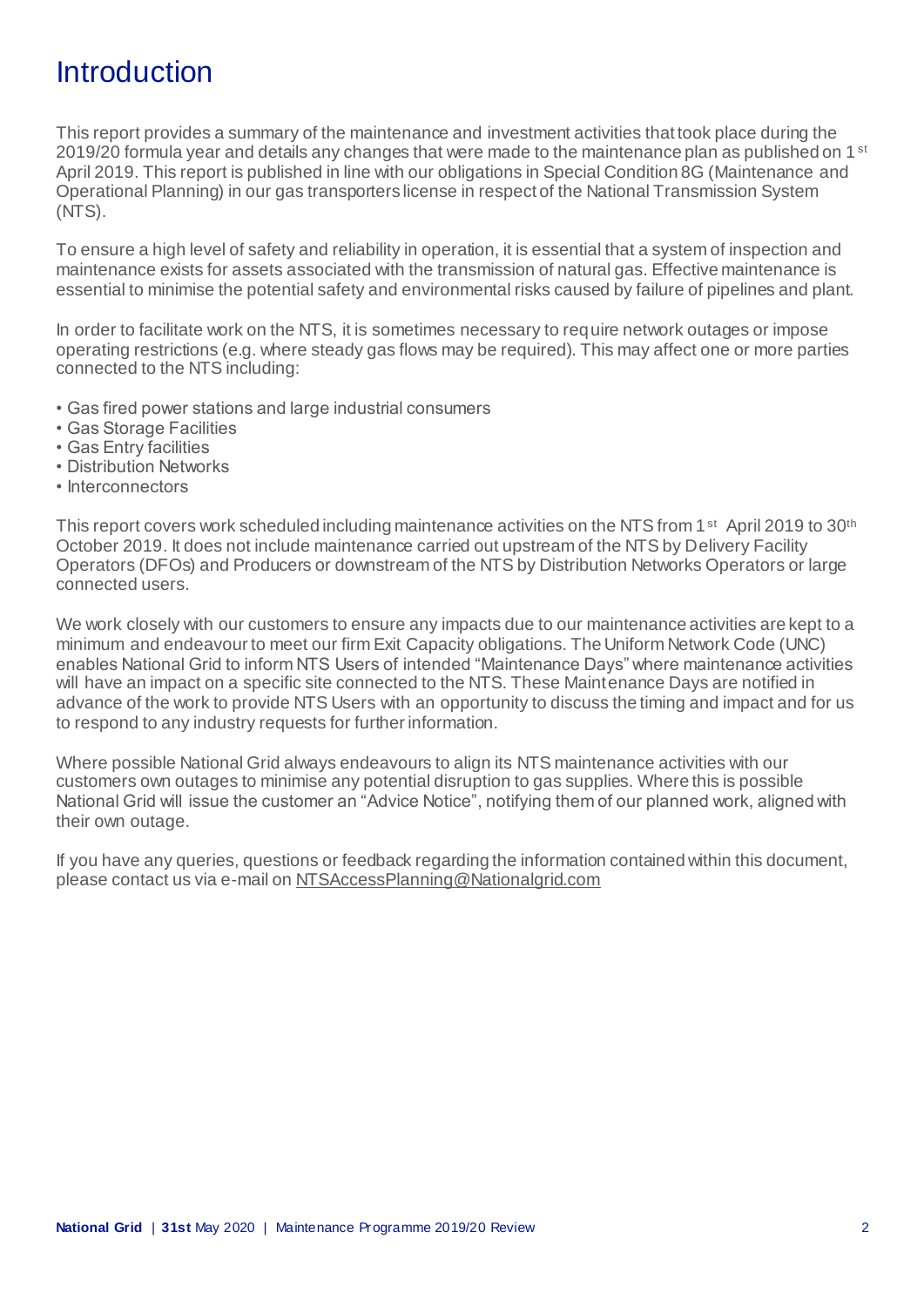# Introduction

This report provides a summary of the maintenance and investment activities that took place during the 2019/20 formula year and details any changes that were made to the maintenance plan as published on 1st April 2019. This report is published in line with our obligations in Special Condition 8G (Maintenance and Operational Planning) in our gas transporters license in respect of the National Transmission System (NTS).

To ensure a high level of safety and reliability in operation, it is essential that a system of inspection and maintenance exists for assets associated with the transmission of natural gas. Effective maintenance is essential to minimise the potential safety and environmental risks caused by failure of pipelines and plant.

In order to facilitate work on the NTS, it is sometimes necessary to require network outages or impose operating restrictions (e.g. where steady gas flows may be required). This may affect one or more parties connected to the NTS including:

- Gas fired power stations and large industrial consumers
- Gas Storage Facilities
- Gas Entry facilities
- Distribution Networks
- Interconnectors

This report covers work scheduled including maintenance activities on the NTS from 1st April 2019 to 30th October 2019. It does not include maintenance carried out upstream of the NTS by Delivery Facility Operators (DFOs) and Producers or downstream of the NTS by Distribution Networks Operators or large connected users.

We work closely with our customers to ensure any impacts due to our maintenance activities are kept to a minimum and endeavour to meet our firm Exit Capacity obligations. The Uniform Network Code (UNC) enables National Grid to inform NTS Users of intended "Maintenance Days" where maintenance activities will have an impact on a specific site connected to the NTS. These Maintenance Days are notified in advance of the work to provide NTS Users with an opportunity to discuss the timing and impact and for us to respond to any industry requests for further information.

Where possible National Grid always endeavours to align its NTS maintenance activities with our customers own outages to minimise any potential disruption to gas supplies. Where this is possible National Grid will issue the customer an "Advice Notice", notifying them of our planned work, aligned with their own outage.

If you have any queries, questions or feedback regarding the information contained within this document, please contact us via e-mail on NTSAccessPlanning@Nationalgrid.com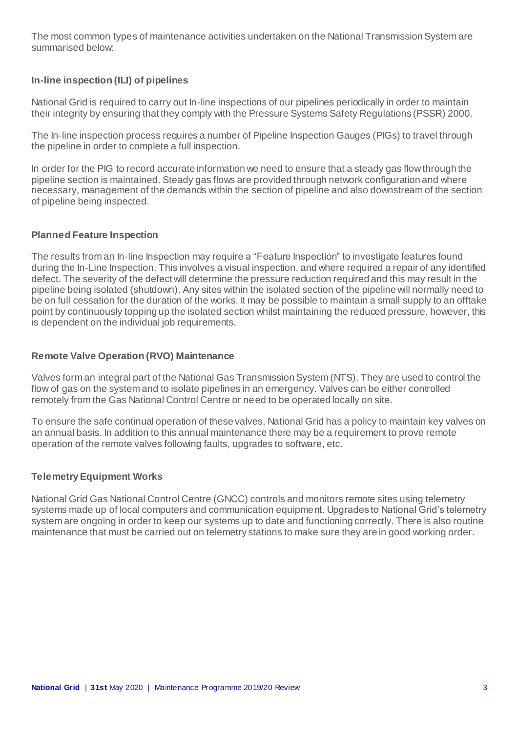The most common types of maintenance activities undertaken on the National Transmission System are summarised below:

### In-line inspection (ILI) of pipelines

National Grid is required to carry out In-line inspections of our pipelines periodically in order to maintain their integrity by ensuring that they comply with the Pressure Systems Safety Regulations (PSSR) 2000.

The In-line inspection process requires a number of Pipeline Inspection Gauges (PIGs) to travel through the pipeline in order to complete a full inspection.

In order for the PIG to record accurate information we need to ensure that a steady gas flow through the pipeline section is maintained. Steady gas flows are provided through network configuration and where necessary, management of the demands within the section of pipeline and also downstream of the section of pipeline being inspected.

### Planned Feature Inspection

The results from an In-line Inspection may require a "Feature Inspection" to investigate features found during the In-Line Inspection. This involves a visual inspection, and where required a repair of any identified defect. The severity of the defect will determine the pressure reduction required and this may result in the pipeline being isolated (shutdown). Any sites within the isolated section of the pipeline will normally need to be on full cessation for the duration of the works. It may be possible to maintain a small supply to an offtake point by continuously topping up the isolated section whilst maintaining the reduced pressure, however, this is dependent on the individual job requirements.

### Remote Valve Operation (RVO) Maintenance

Valves form an integral part of the National Gas Transmission System (NTS). They are used to control the flow of gas on the system and to isolate pipelines in an emergency. Valves can be either controlled remotely from the Gas National Control Centre or need to be operated locally on site.

To ensure the safe continual operation of these valves, National Grid has a policy to maintain key valves on an annual basis. In addition to this annual maintenance there may be a requirement to prove remote operation of the remote valves following faults, upgrades to software, etc.

### Telemetry Equipment Works

National Grid Gas National Control Centre (GNCC) controls and monitors remote sites using telemetry systems made up of local computers and communication equipment. Upgrades to National Grid's telemetry system are ongoing in order to keep our systems up to date and functioning correctly. There is also routine maintenance that must be carried out on telemetry stations to make sure they are in good working order.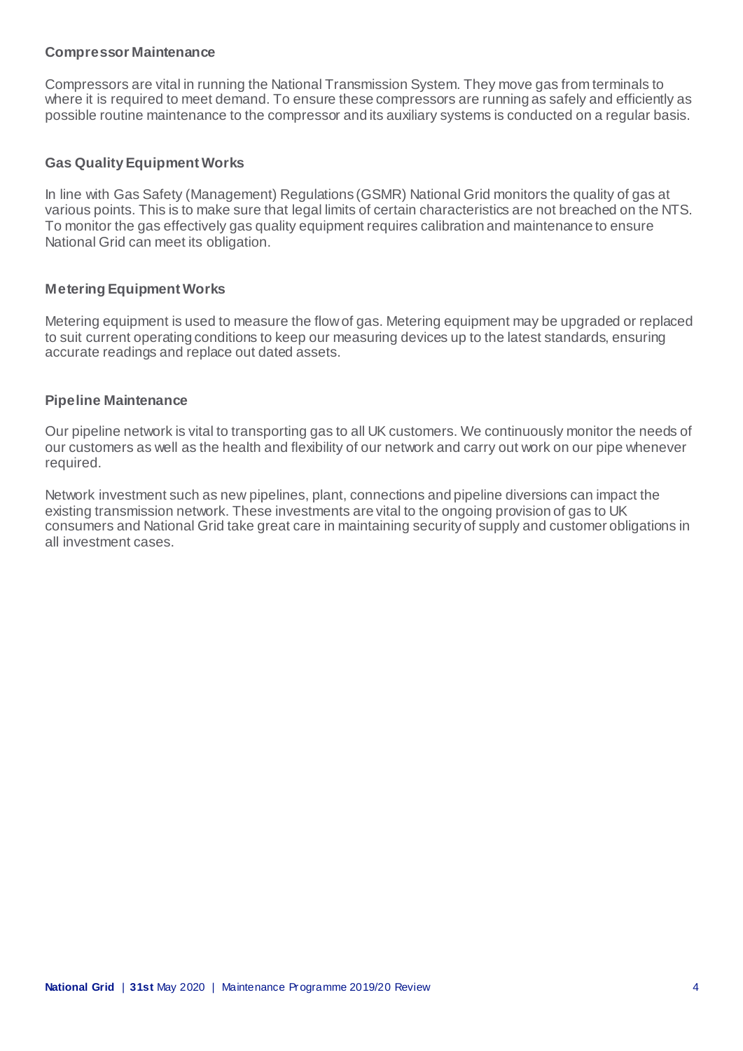### Compressor Maintenance

Compressors are vital in running the National Transmission System. They move gas from terminals to where it is required to meet demand. To ensure these compressors are running as safely and efficiently as possible routine maintenance to the compressor and its auxiliary systems is conducted on a regular basis.

### Gas Quality Equipment Works

In line with Gas Safety (Management) Regulations (GSMR) National Grid monitors the quality of gas at various points. This is to make sure that legal limits of certain characteristics are not breached on the NTS. To monitor the gas effectively gas quality equipment requires calibration and maintenance to ensure National Grid can meet its obligation.

### Metering Equipment Works

Metering equipment is used to measure the flow of gas. Metering equipment may be upgraded or replaced to suit current operating conditions to keep our measuring devices up to the latest standards, ensuring accurate readings and replace out dated assets.

### Pipeline Maintenance

Our pipeline network is vital to transporting gas to all UK customers. We continuously monitor the needs of our customers as well as the health and flexibility of our network and carry out work on our pipe whenever required.

Network investment such as new pipelines, plant, connections and pipeline diversions can impact the existing transmission network. These investments are vital to the ongoing provision of gas to UK consumers and National Grid take great care in maintaining security of supply and customer obligations in all investment cases.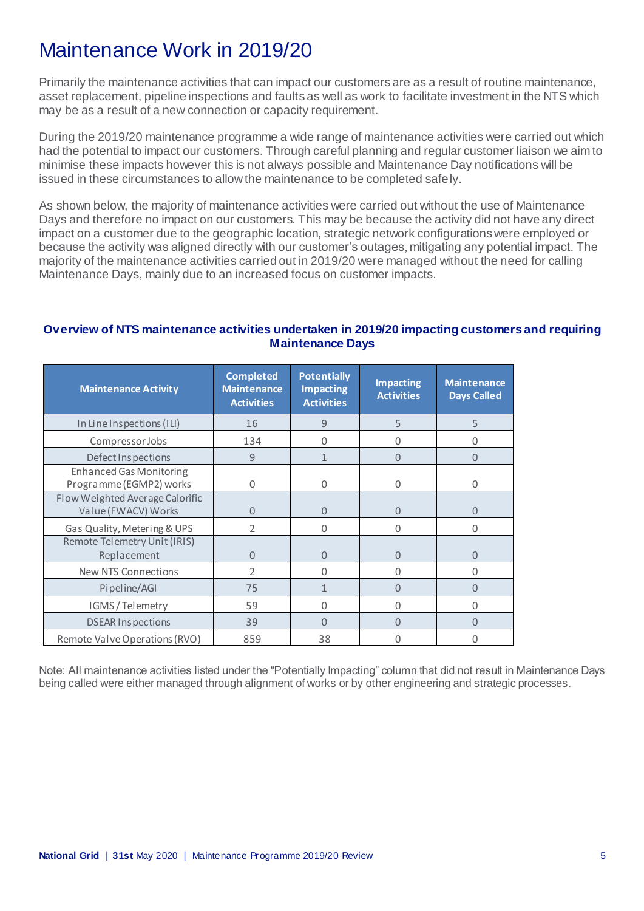# Maintenance Work in 2019/20

Primarily the maintenance activities that can impact our customers are as a result of routine maintenance, asset replacement, pipeline inspections and faults as well as work to facilitate investment in the NTS which may be as a result of a new connection or capacity requirement.

During the 2019/20 maintenance programme a wide range of maintenance activities were carried out which had the potential to impact our customers. Through careful planning and regular customer liaison we aim to minimise these impacts however this is not always possible and Maintenance Day notifications will be issued in these circumstances to allow the maintenance to be completed safely.

As shown below, the majority of maintenance activities were carried out without the use of Maintenance Days and therefore no impact on our customers. This may be because the activity did not have any direct impact on a customer due to the geographic location, strategic network configurations were employed or because the activity was aligned directly with our customer's outages, mitigating any potential impact. The majority of the maintenance activities carried out in 2019/20 were managed without the need for calling Maintenance Days, mainly due to an increased focus on customer impacts.

**Overview of NTS maintenance activities undertaken in 2019/20 impacting customers and requiring Maintenance Days**

| Maintenance Activity | Completed Maintenance Activities | Potentially Impacting Activities | Impacting Activities | Maintenance Days Called |
|---|---|---|---|---|
| In Line Inspections (ILI) | 16 | 9 | 5 | 5 |
| Compressor Jobs | 134 | 0 | 0 | 0 |
| Defect Inspections | 9 | 1 | 0 | 0 |
| Enhanced Gas Monitoring Programme (EGMP2) works | 0 | 0 | 0 | 0 |
| Flow Weighted Average Calorific Value (FWACV) Works | 0 | 0 | 0 | 0 |
| Gas Quality, Metering & UPS | 2 | 0 | 0 | 0 |
| Remote Telemetry Unit (IRIS) Replacement | 0 | 0 | 0 | 0 |
| New NTS Connections | 2 | 0 | 0 | 0 |
| Pipeline/AGI | 75 | 1 | 0 | 0 |
| IGMS / Telemetry | 59 | 0 | 0 | 0 |
| DSEAR Inspections | 39 | 0 | 0 | 0 |
| Remote Valve Operations (RVO) | 859 | 38 | 0 | 0 |

Note: All maintenance activities listed under the "Potentially Impacting" column that did not result in Maintenance Days being called were either managed through alignment of works or by other engineering and strategic processes.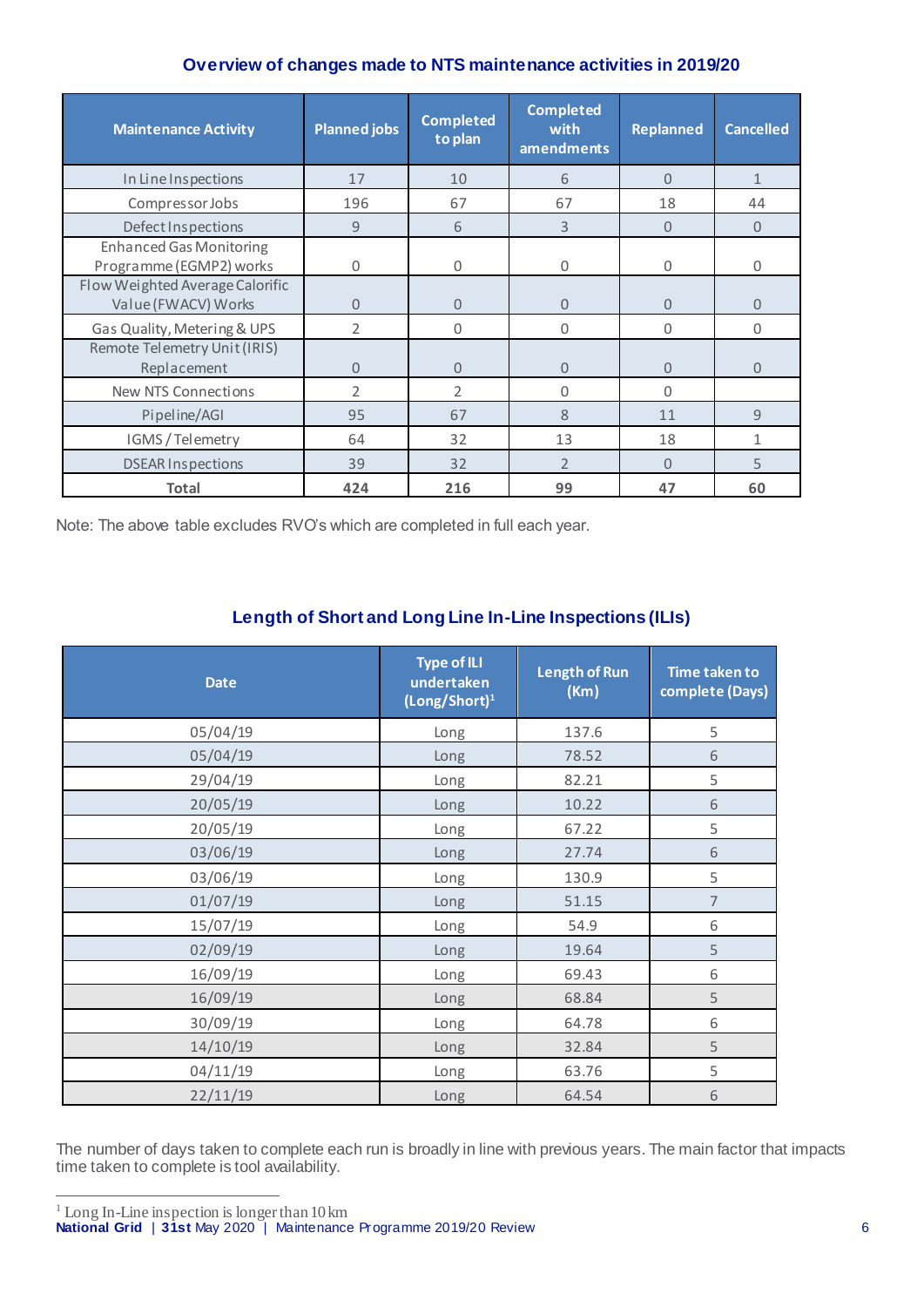## Overview of changes made to NTS maintenance activities in 2019/20

| Maintenance Activity | Planned jobs | Completed to plan | Completed with amendments | Replanned | Cancelled |
|---|---|---|---|---|---|
| In Line Inspections | 17 | 10 | 6 | 0 | 1 |
| Compressor Jobs | 196 | 67 | 67 | 18 | 44 |
| Defect Inspections | 9 | 6 | 3 | 0 | 0 |
| Enhanced Gas Monitoring Programme (EGMP2) works | 0 | 0 | 0 | 0 | 0 |
| Flow Weighted Average Calorific Value (FWACV) Works | 0 | 0 | 0 | 0 | 0 |
| Gas Quality, Metering & UPS | 2 | 0 | 0 | 0 | 0 |
| Remote Telemetry Unit (IRIS) Replacement | 0 | 0 | 0 | 0 | 0 |
| New NTS Connections | 2 | 2 | 0 | 0 | |
| Pipeline/AGI | 95 | 67 | 8 | 11 | 9 |
| IGMS / Telemetry | 64 | 32 | 13 | 18 | 1 |
| DSEAR Inspections | 39 | 32 | 2 | 0 | 5 |
| **Total** | **424** | **216** | **99** | **47** | **60** |

Note: The above table excludes RVO's which are completed in full each year.

## Length of Short and Long Line In-Line Inspections (ILIs)

| Date | Type of ILI undertaken (Long/Short)[1] | Length of Run (Km) | Time taken to complete (Days) |
|---|---|---|---|
| 05/04/19 | Long | 137.6 | 5 |
| 05/04/19 | Long | 78.52 | 6 |
| 29/04/19 | Long | 82.21 | 5 |
| 20/05/19 | Long | 10.22 | 6 |
| 20/05/19 | Long | 67.22 | 5 |
| 03/06/19 | Long | 27.74 | 6 |
| 03/06/19 | Long | 130.9 | 5 |
| 01/07/19 | Long | 51.15 | 7 |
| 15/07/19 | Long | 54.9 | 6 |
| 02/09/19 | Long | 19.64 | 5 |
| 16/09/19 | Long | 69.43 | 6 |
| 16/09/19 | Long | 68.84 | 5 |
| 30/09/19 | Long | 64.78 | 6 |
| 14/10/19 | Long | 32.84 | 5 |
| 04/11/19 | Long | 63.76 | 5 |
| 22/11/19 | Long | 64.54 | 6 |

The number of days taken to complete each run is broadly in line with previous years. The main factor that impacts time taken to complete is tool availability.

[1] Long In-Line inspection is longer than 10 km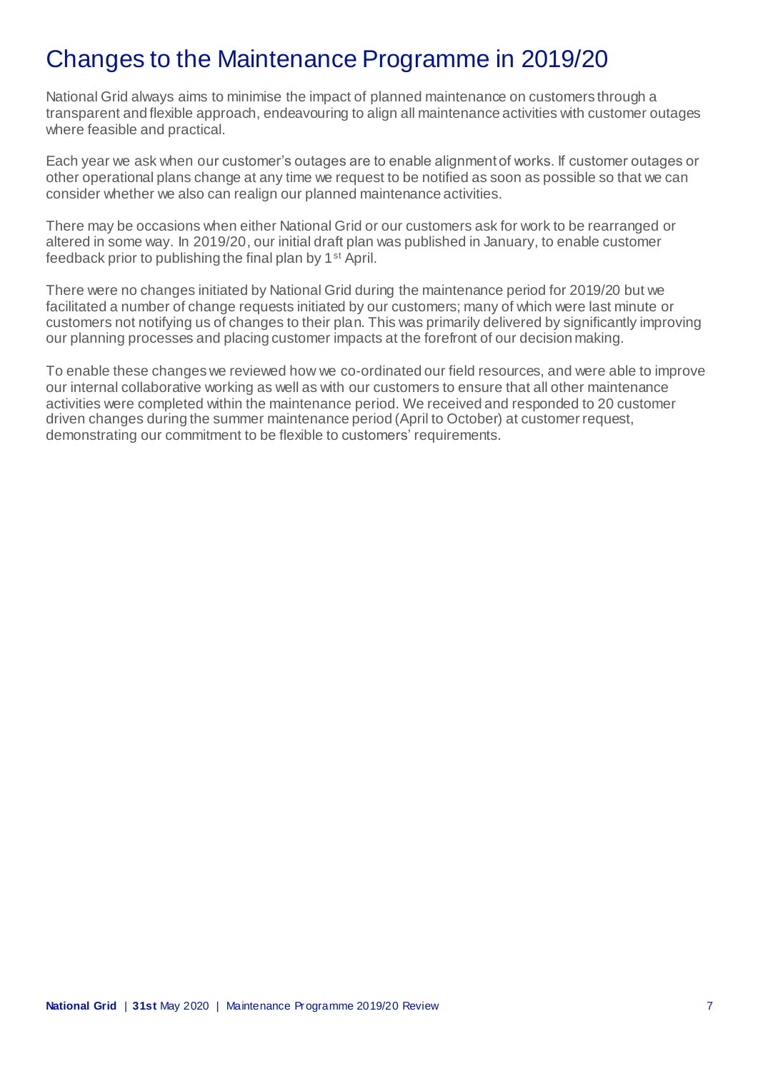# Changes to the Maintenance Programme in 2019/20

National Grid always aims to minimise the impact of planned maintenance on customers through a transparent and flexible approach, endeavouring to align all maintenance activities with customer outages where feasible and practical.

Each year we ask when our customer's outages are to enable alignment of works. If customer outages or other operational plans change at any time we request to be notified as soon as possible so that we can consider whether we also can realign our planned maintenance activities.

There may be occasions when either National Grid or our customers ask for work to be rearranged or altered in some way. In 2019/20, our initial draft plan was published in January, to enable customer feedback prior to publishing the final plan by 1st April.

There were no changes initiated by National Grid during the maintenance period for 2019/20 but we facilitated a number of change requests initiated by our customers; many of which were last minute or customers not notifying us of changes to their plan. This was primarily delivered by significantly improving our planning processes and placing customer impacts at the forefront of our decision making.

To enable these changes we reviewed how we co-ordinated our field resources, and were able to improve our internal collaborative working as well as with our customers to ensure that all other maintenance activities were completed within the maintenance period. We received and responded to 20 customer driven changes during the summer maintenance period (April to October) at customer request, demonstrating our commitment to be flexible to customers' requirements.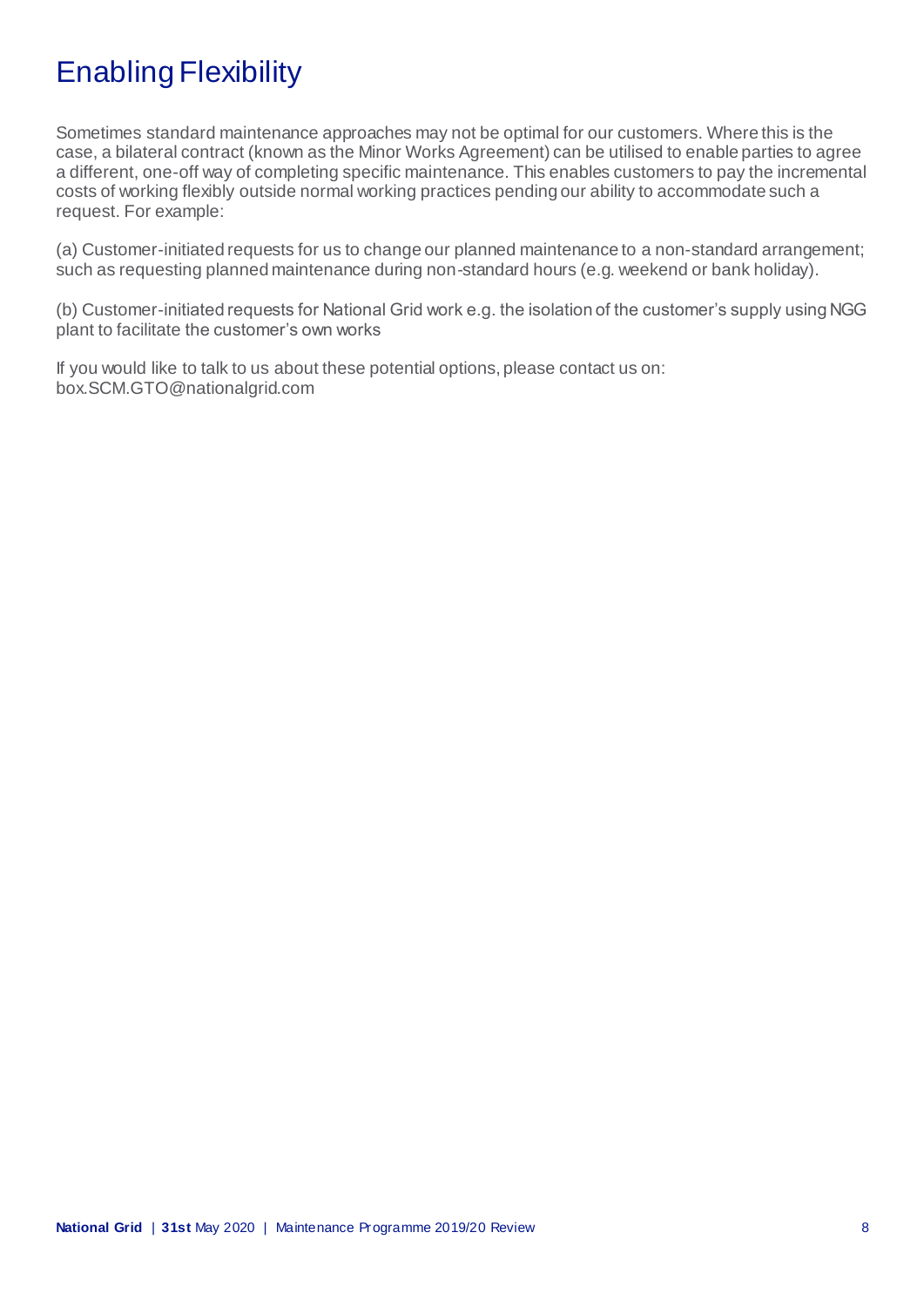# Enabling Flexibility

Sometimes standard maintenance approaches may not be optimal for our customers. Where this is the case, a bilateral contract (known as the Minor Works Agreement) can be utilised to enable parties to agree a different, one-off way of completing specific maintenance. This enables customers to pay the incremental costs of working flexibly outside normal working practices pending our ability to accommodate such a request. For example:

(a) Customer-initiated requests for us to change our planned maintenance to a non-standard arrangement; such as requesting planned maintenance during non-standard hours (e.g. weekend or bank holiday).

(b) Customer-initiated requests for National Grid work e.g. the isolation of the customer's supply using NGG plant to facilitate the customer's own works

If you would like to talk to us about these potential options, please contact us on:
box.SCM.GTO@nationalgrid.com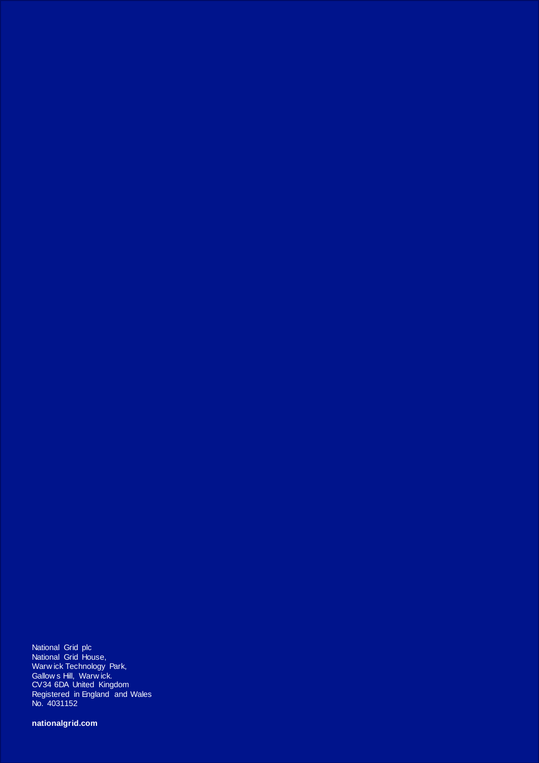National Grid plc
National Grid House,
Warwick Technology Park,
Gallows Hill, Warwick.
CV34 6DA United Kingdom
Registered in England and Wales
No. 4031152

**nationalgrid.com**